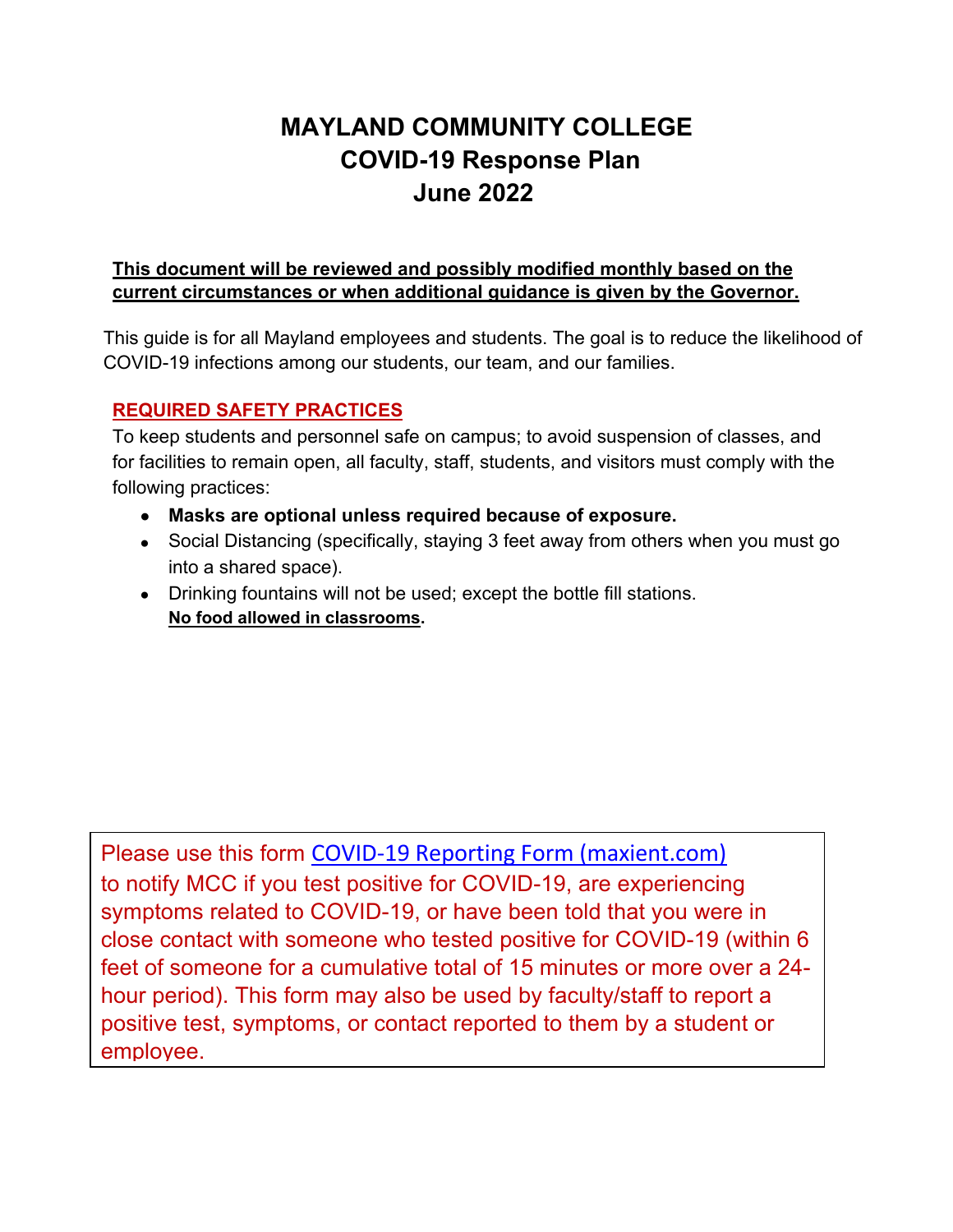# MAYLAND COMMUNITY COLLEGE
# COVID-19 Response Plan
# June 2022

**This document will be reviewed and possibly modified monthly based on the current circumstances or when additional guidance is given by the Governor.**

This guide is for all Mayland employees and students. The goal is to reduce the likelihood of COVID-19 infections among our students, our team, and our families.

## REQUIRED SAFETY PRACTICES

To keep students and personnel safe on campus; to avoid suspension of classes, and for facilities to remain open, all faculty, staff, students, and visitors must comply with the following practices:

- **Masks are optional unless required because of exposure.**
- Social Distancing (specifically, staying 3 feet away from others when you must go into a shared space).
- Drinking fountains will not be used; except the bottle fill stations.
  **No food allowed in classrooms.**

Please use this form COVID-19 Reporting Form (maxient.com) to notify MCC if you test positive for COVID-19, are experiencing symptoms related to COVID-19, or have been told that you were in close contact with someone who tested positive for COVID-19 (within 6 feet of someone for a cumulative total of 15 minutes or more over a 24-hour period). This form may also be used by faculty/staff to report a positive test, symptoms, or contact reported to them by a student or employee.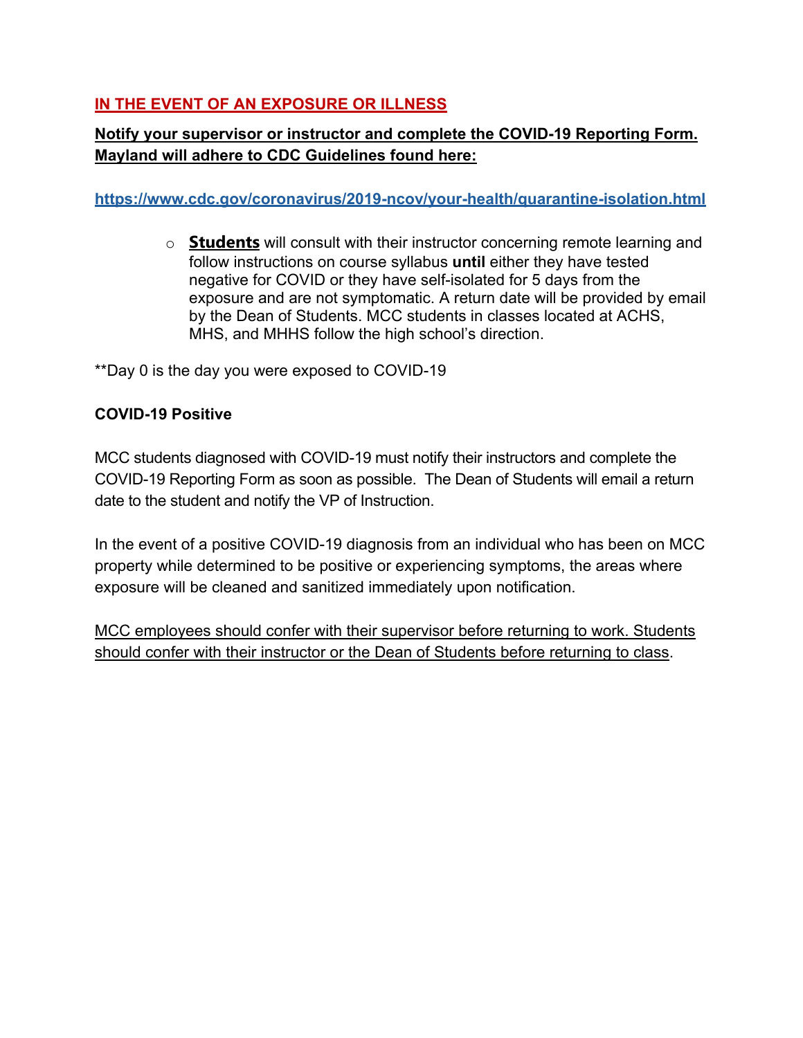## **IN THE EVENT OF AN EXPOSURE OR ILLNESS**

**Notify your supervisor or instructor and complete the COVID-19 Reporting Form. Mayland will adhere to CDC Guidelines found here:**

**https://www.cdc.gov/coronavirus/2019-ncov/your-health/quarantine-isolation.html**

- **Students** will consult with their instructor concerning remote learning and follow instructions on course syllabus **until** either they have tested negative for COVID or they have self-isolated for 5 days from the exposure and are not symptomatic. A return date will be provided by email by the Dean of Students. MCC students in classes located at ACHS, MHS, and MHHS follow the high school's direction.

**Day 0 is the day you were exposed to COVID-19

**COVID-19 Positive**

MCC students diagnosed with COVID-19 must notify their instructors and complete the COVID-19 Reporting Form as soon as possible. The Dean of Students will email a return date to the student and notify the VP of Instruction.

In the event of a positive COVID-19 diagnosis from an individual who has been on MCC property while determined to be positive or experiencing symptoms, the areas where exposure will be cleaned and sanitized immediately upon notification.

MCC employees should confer with their supervisor before returning to work. Students should confer with their instructor or the Dean of Students before returning to class.